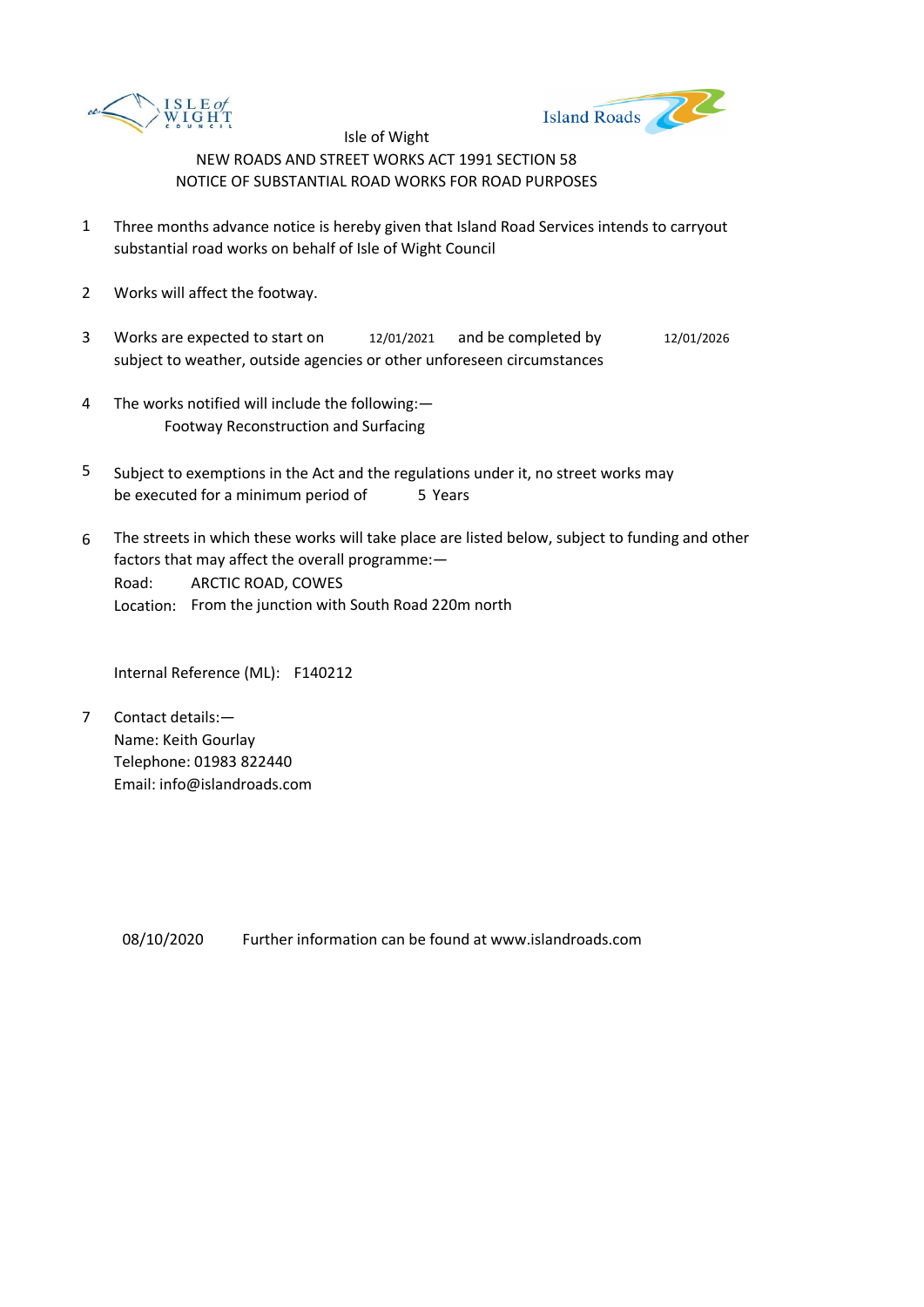Isle of Wight

NEW ROADS AND STREET WORKS ACT 1991 SECTION 58

NOTICE OF SUBSTANTIAL ROAD WORKS FOR ROAD PURPOSES

1. Three months advance notice is hereby given that Island Road Services intends to carryout substantial road works on behalf of Isle of Wight Council

2. Works will affect the footway.

3. Works are expected to start on 12/01/2021 and be completed by 12/01/2026 subject to weather, outside agencies or other unforeseen circumstances

4. The works notified will include the following:—
   Footway Reconstruction and Surfacing

5. Subject to exemptions in the Act and the regulations under it, no street works may be executed for a minimum period of 5 Years

6. The streets in which these works will take place are listed below, subject to funding and other factors that may affect the overall programme:—
   Road: ARCTIC ROAD, COWES
   Location: From the junction with South Road 220m north

   Internal Reference (ML): F140212

7. Contact details:—
   Name: Keith Gourlay
   Telephone: 01983 822440
   Email: info@islandroads.com

08/10/2020 Further information can be found at www.islandroads.com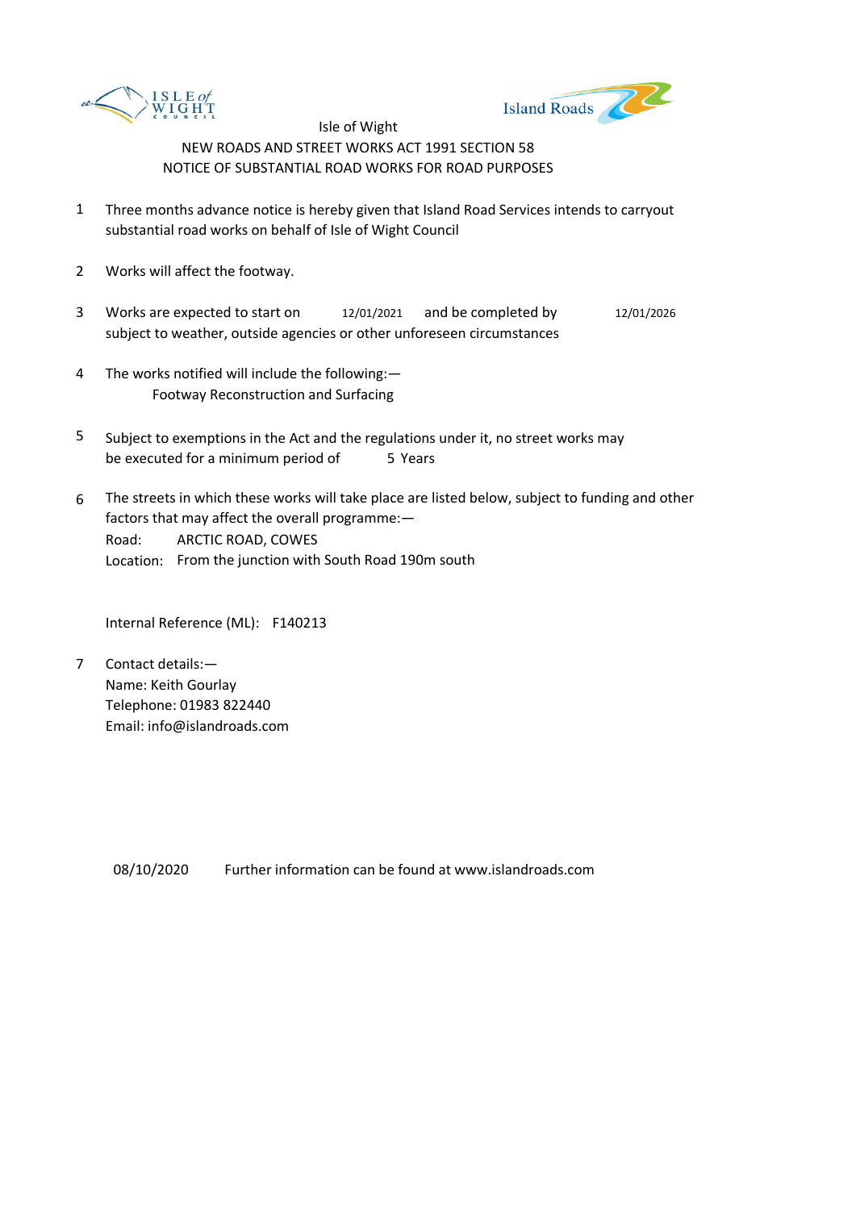Isle of Wight

NEW ROADS AND STREET WORKS ACT 1991 SECTION 58

NOTICE OF SUBSTANTIAL ROAD WORKS FOR ROAD PURPOSES

1. Three months advance notice is hereby given that Island Road Services intends to carryout substantial road works on behalf of Isle of Wight Council

2. Works will affect the footway.

3. Works are expected to start on 12/01/2021 and be completed by 12/01/2026 subject to weather, outside agencies or other unforeseen circumstances

4. The works notified will include the following:—
   Footway Reconstruction and Surfacing

5. Subject to exemptions in the Act and the regulations under it, no street works may be executed for a minimum period of 5 Years

6. The streets in which these works will take place are listed below, subject to funding and other factors that may affect the overall programme:—
   Road: ARCTIC ROAD, COWES
   Location: From the junction with South Road 190m south

   Internal Reference (ML): F140213

7. Contact details:—
   Name: Keith Gourlay
   Telephone: 01983 822440
   Email: info@islandroads.com

08/10/2020 Further information can be found at www.islandroads.com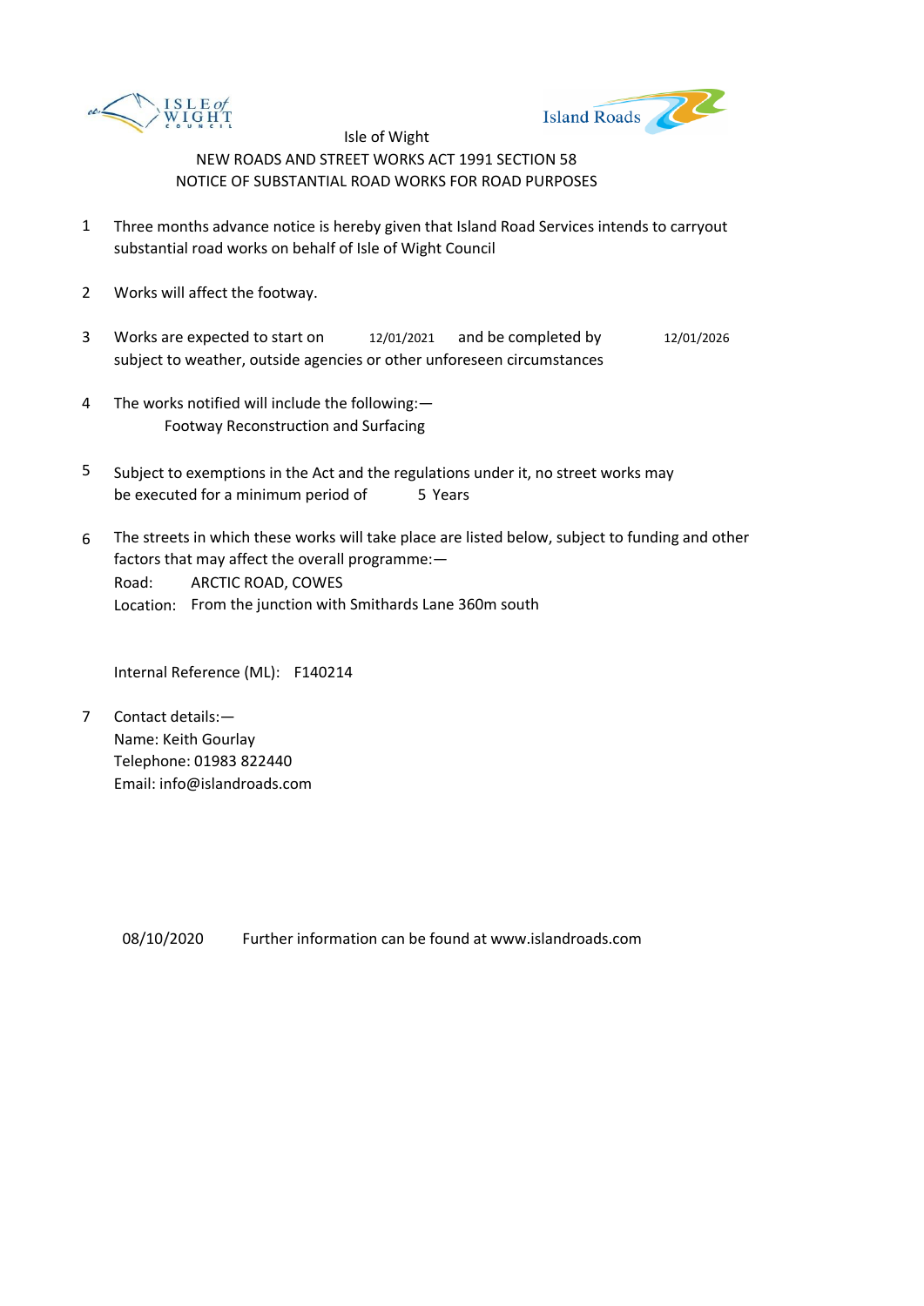Isle of Wight

NEW ROADS AND STREET WORKS ACT 1991 SECTION 58

NOTICE OF SUBSTANTIAL ROAD WORKS FOR ROAD PURPOSES

1. Three months advance notice is hereby given that Island Road Services intends to carryout substantial road works on behalf of Isle of Wight Council

2. Works will affect the footway.

3. Works are expected to start on 12/01/2021 and be completed by 12/01/2026 subject to weather, outside agencies or other unforeseen circumstances

4. The works notified will include the following:—
   Footway Reconstruction and Surfacing

5. Subject to exemptions in the Act and the regulations under it, no street works may be executed for a minimum period of 5 Years

6. The streets in which these works will take place are listed below, subject to funding and other factors that may affect the overall programme:—
   Road: ARCTIC ROAD, COWES
   Location: From the junction with Smithards Lane 360m south

   Internal Reference (ML): F140214

7. Contact details:—
   Name: Keith Gourlay
   Telephone: 01983 822440
   Email: info@islandroads.com

08/10/2020 Further information can be found at www.islandroads.com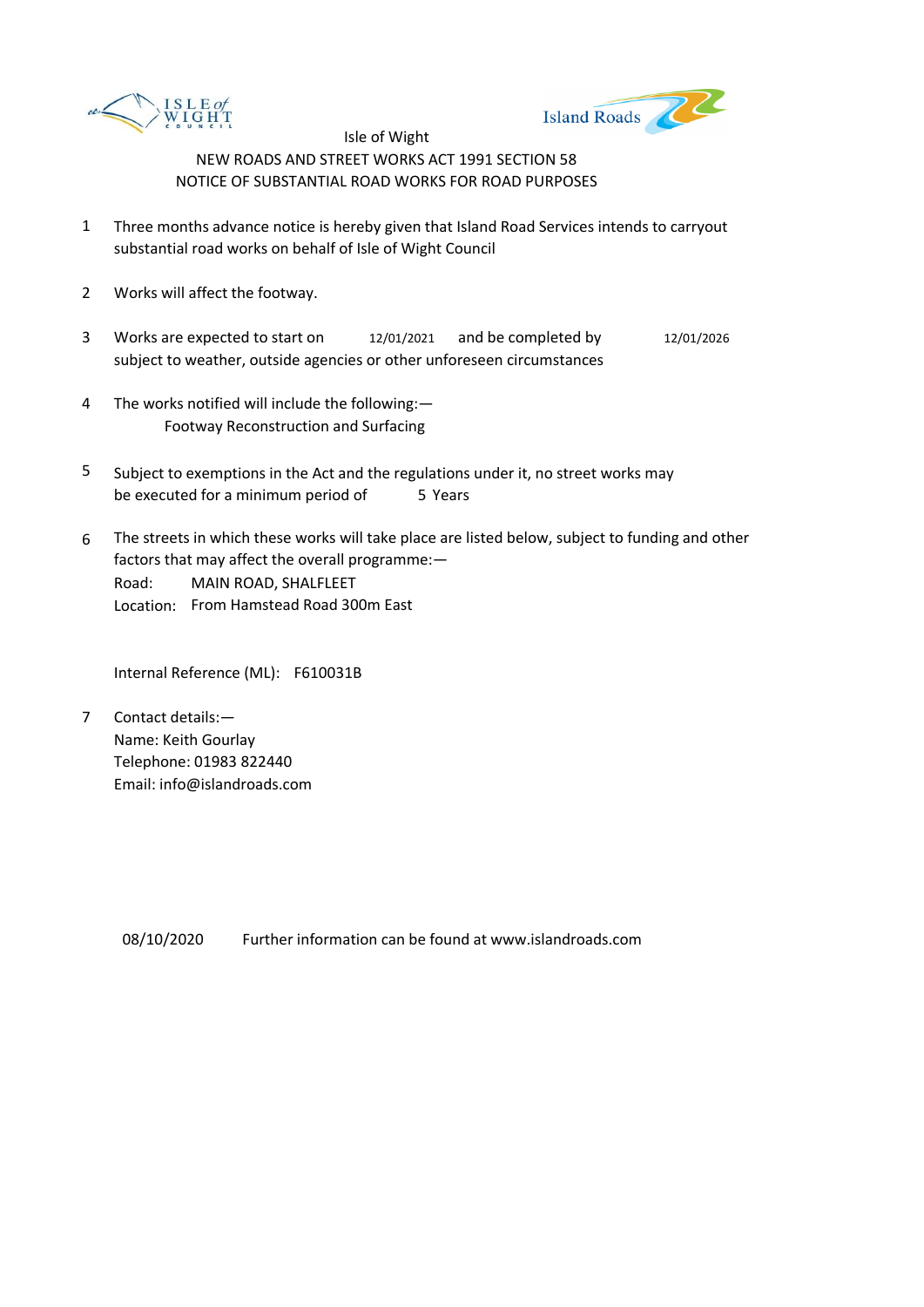Isle of Wight

NEW ROADS AND STREET WORKS ACT 1991 SECTION 58

NOTICE OF SUBSTANTIAL ROAD WORKS FOR ROAD PURPOSES

1. Three months advance notice is hereby given that Island Road Services intends to carryout substantial road works on behalf of Isle of Wight Council

2. Works will affect the footway.

3. Works are expected to start on 12/01/2021 and be completed by 12/01/2026 subject to weather, outside agencies or other unforeseen circumstances

4. The works notified will include the following:—
   Footway Reconstruction and Surfacing

5. Subject to exemptions in the Act and the regulations under it, no street works may be executed for a minimum period of 5 Years

6. The streets in which these works will take place are listed below, subject to funding and other factors that may affect the overall programme:—
   Road: MAIN ROAD, SHALFLEET
   Location: From Hamstead Road 300m East

   Internal Reference (ML): F610031B

7. Contact details:—
   Name: Keith Gourlay
   Telephone: 01983 822440
   Email: info@islandroads.com

08/10/2020 Further information can be found at www.islandroads.com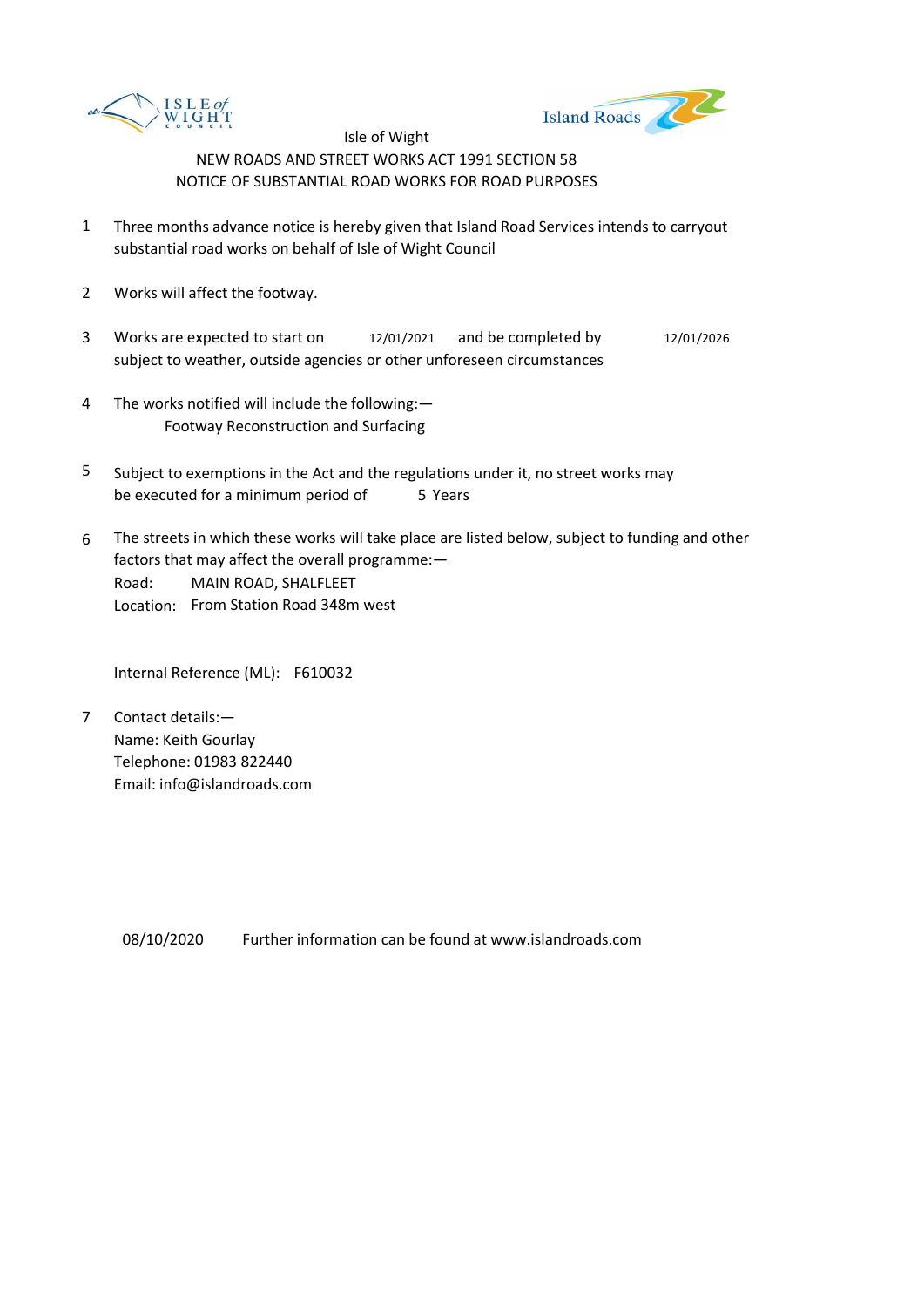Isle of Wight

NEW ROADS AND STREET WORKS ACT 1991 SECTION 58

NOTICE OF SUBSTANTIAL ROAD WORKS FOR ROAD PURPOSES

1. Three months advance notice is hereby given that Island Road Services intends to carryout substantial road works on behalf of Isle of Wight Council

2. Works will affect the footway.

3. Works are expected to start on 12/01/2021 and be completed by 12/01/2026 subject to weather, outside agencies or other unforeseen circumstances

4. The works notified will include the following:—

   Footway Reconstruction and Surfacing

5. Subject to exemptions in the Act and the regulations under it, no street works may be executed for a minimum period of 5 Years

6. The streets in which these works will take place are listed below, subject to funding and other factors that may affect the overall programme:—

   Road: MAIN ROAD, SHALFLEET

   Location: From Station Road 348m west

   Internal Reference (ML): F610032

7. Contact details:—

   Name: Keith Gourlay

   Telephone: 01983 822440

   Email: info@islandroads.com

08/10/2020 Further information can be found at www.islandroads.com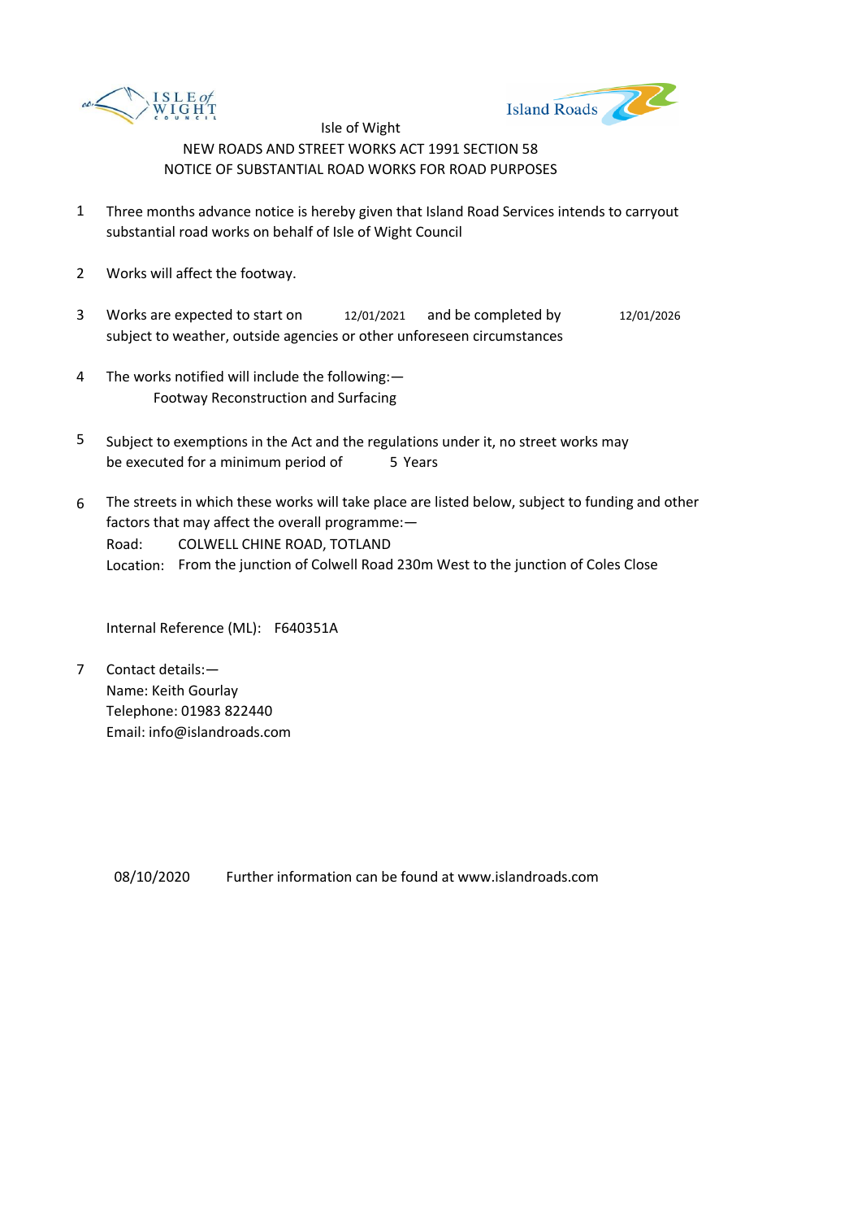Isle of Wight

NEW ROADS AND STREET WORKS ACT 1991 SECTION 58

NOTICE OF SUBSTANTIAL ROAD WORKS FOR ROAD PURPOSES

1. Three months advance notice is hereby given that Island Road Services intends to carryout substantial road works on behalf of Isle of Wight Council

2. Works will affect the footway.

3. Works are expected to start on 12/01/2021 and be completed by 12/01/2026 subject to weather, outside agencies or other unforeseen circumstances

4. The works notified will include the following:—
   Footway Reconstruction and Surfacing

5. Subject to exemptions in the Act and the regulations under it, no street works may be executed for a minimum period of 5 Years

6. The streets in which these works will take place are listed below, subject to funding and other factors that may affect the overall programme:—
   Road: COLWELL CHINE ROAD, TOTLAND
   Location: From the junction of Colwell Road 230m West to the junction of Coles Close

   Internal Reference (ML): F640351A

7. Contact details:—
   Name: Keith Gourlay
   Telephone: 01983 822440
   Email: info@islandroads.com

08/10/2020 Further information can be found at www.islandroads.com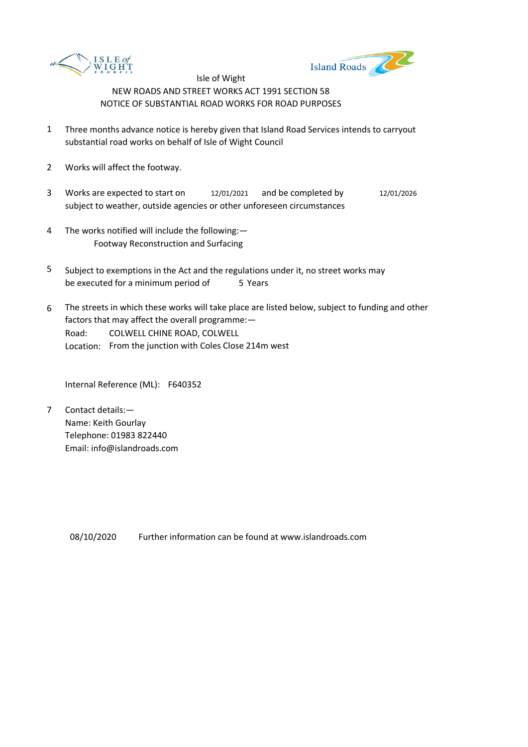Isle of Wight

NEW ROADS AND STREET WORKS ACT 1991 SECTION 58

NOTICE OF SUBSTANTIAL ROAD WORKS FOR ROAD PURPOSES

1. Three months advance notice is hereby given that Island Road Services intends to carryout substantial road works on behalf of Isle of Wight Council

2. Works will affect the footway.

3. Works are expected to start on 12/01/2021 and be completed by 12/01/2026 subject to weather, outside agencies or other unforeseen circumstances

4. The works notified will include the following:—
   Footway Reconstruction and Surfacing

5. Subject to exemptions in the Act and the regulations under it, no street works may be executed for a minimum period of 5 Years

6. The streets in which these works will take place are listed below, subject to funding and other factors that may affect the overall programme:—
   Road: COLWELL CHINE ROAD, COLWELL
   Location: From the junction with Coles Close 214m west

   Internal Reference (ML): F640352

7. Contact details:—
   Name: Keith Gourlay
   Telephone: 01983 822440
   Email: info@islandroads.com

08/10/2020 Further information can be found at www.islandroads.com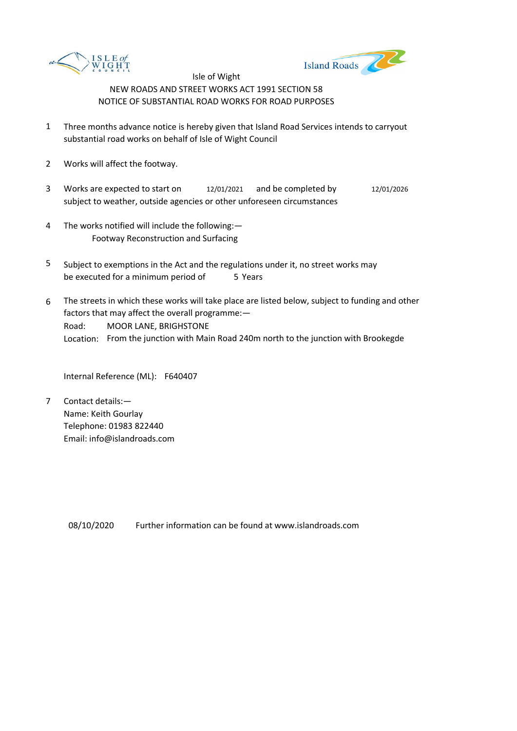ISLE of WIGHT COUNCIL

Island Roads

Isle of Wight

NEW ROADS AND STREET WORKS ACT 1991 SECTION 58

NOTICE OF SUBSTANTIAL ROAD WORKS FOR ROAD PURPOSES

1. Three months advance notice is hereby given that Island Road Services intends to carryout substantial road works on behalf of Isle of Wight Council

2. Works will affect the footway.

3. Works are expected to start on 12/01/2021 and be completed by 12/01/2026 subject to weather, outside agencies or other unforeseen circumstances

4. The works notified will include the following:—
   Footway Reconstruction and Surfacing

5. Subject to exemptions in the Act and the regulations under it, no street works may be executed for a minimum period of 5 Years

6. The streets in which these works will take place are listed below, subject to funding and other factors that may affect the overall programme:—
   Road: MOOR LANE, BRIGHSTONE
   Location: From the junction with Main Road 240m north to the junction with Brookegde

   Internal Reference (ML): F640407

7. Contact details:—
   Name: Keith Gourlay
   Telephone: 01983 822440
   Email: info@islandroads.com

08/10/2020 Further information can be found at www.islandroads.com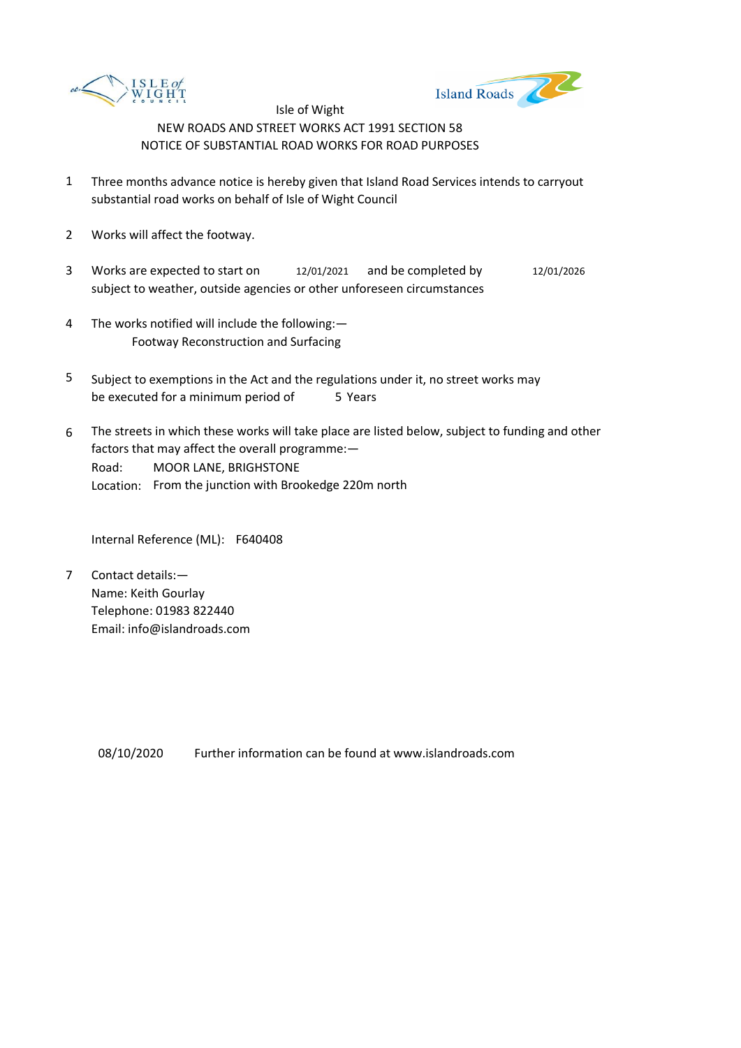Isle of Wight

NEW ROADS AND STREET WORKS ACT 1991 SECTION 58

NOTICE OF SUBSTANTIAL ROAD WORKS FOR ROAD PURPOSES

1. Three months advance notice is hereby given that Island Road Services intends to carryout substantial road works on behalf of Isle of Wight Council

2. Works will affect the footway.

3. Works are expected to start on 12/01/2021 and be completed by 12/01/2026 subject to weather, outside agencies or other unforeseen circumstances

4. The works notified will include the following:—
   Footway Reconstruction and Surfacing

5. Subject to exemptions in the Act and the regulations under it, no street works may be executed for a minimum period of 5 Years

6. The streets in which these works will take place are listed below, subject to funding and other factors that may affect the overall programme:—
   Road: MOOR LANE, BRIGHSTONE
   Location: From the junction with Brookedge 220m north

   Internal Reference (ML): F640408

7. Contact details:—
   Name: Keith Gourlay
   Telephone: 01983 822440
   Email: info@islandroads.com

08/10/2020 Further information can be found at www.islandroads.com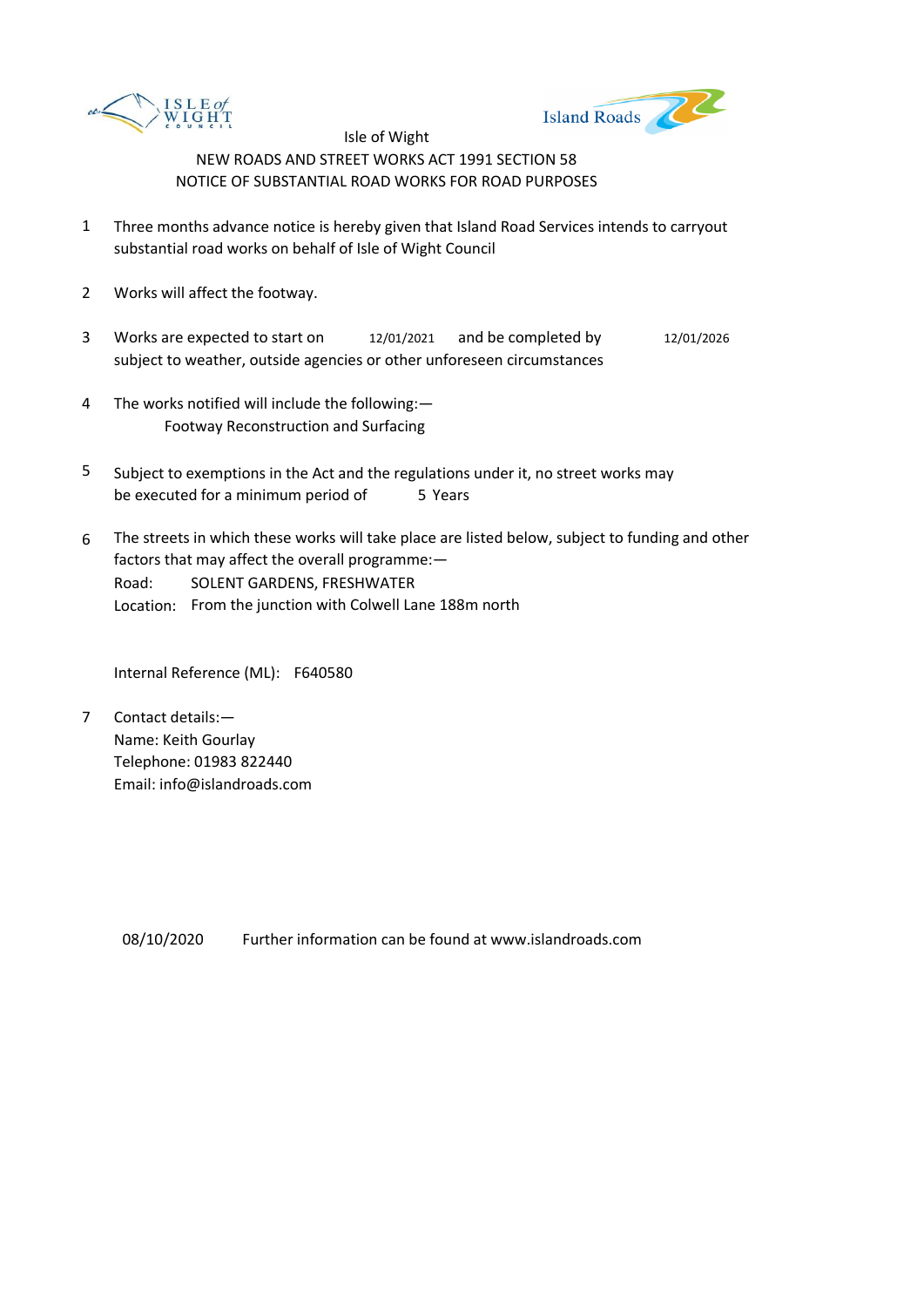Isle of Wight

NEW ROADS AND STREET WORKS ACT 1991 SECTION 58

NOTICE OF SUBSTANTIAL ROAD WORKS FOR ROAD PURPOSES

1. Three months advance notice is hereby given that Island Road Services intends to carryout substantial road works on behalf of Isle of Wight Council

2. Works will affect the footway.

3. Works are expected to start on 12/01/2021 and be completed by 12/01/2026 subject to weather, outside agencies or other unforeseen circumstances

4. The works notified will include the following:—
   Footway Reconstruction and Surfacing

5. Subject to exemptions in the Act and the regulations under it, no street works may be executed for a minimum period of 5 Years

6. The streets in which these works will take place are listed below, subject to funding and other factors that may affect the overall programme:—
   Road: SOLENT GARDENS, FRESHWATER
   Location: From the junction with Colwell Lane 188m north

   Internal Reference (ML): F640580

7. Contact details:—
   Name: Keith Gourlay
   Telephone: 01983 822440
   Email: info@islandroads.com

08/10/2020 Further information can be found at www.islandroads.com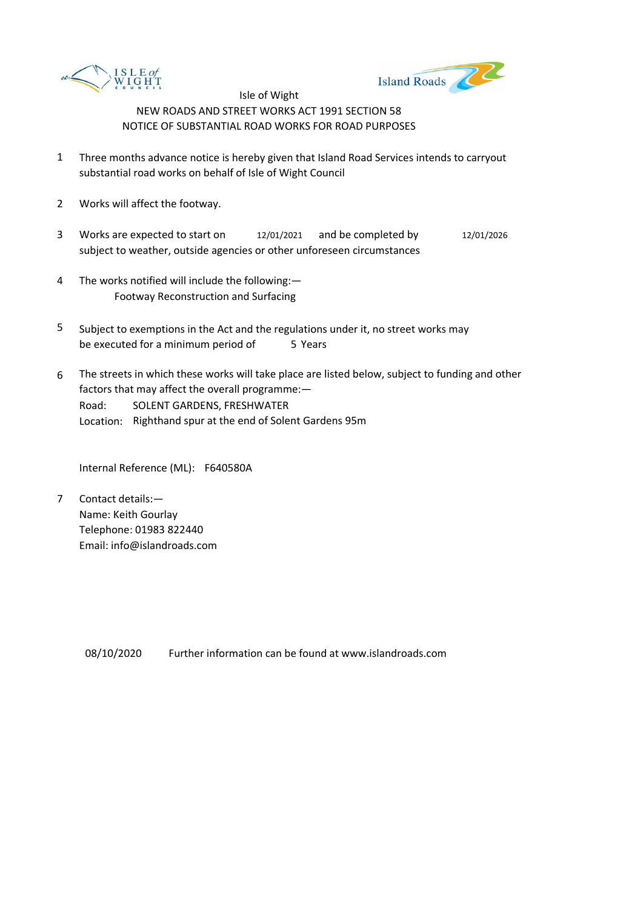Isle of Wight

NEW ROADS AND STREET WORKS ACT 1991 SECTION 58

NOTICE OF SUBSTANTIAL ROAD WORKS FOR ROAD PURPOSES

1. Three months advance notice is hereby given that Island Road Services intends to carryout substantial road works on behalf of Isle of Wight Council

2. Works will affect the footway.

3. Works are expected to start on 12/01/2021 and be completed by 12/01/2026 subject to weather, outside agencies or other unforeseen circumstances

4. The works notified will include the following:—
   Footway Reconstruction and Surfacing

5. Subject to exemptions in the Act and the regulations under it, no street works may be executed for a minimum period of 5 Years

6. The streets in which these works will take place are listed below, subject to funding and other factors that may affect the overall programme:—
   Road: SOLENT GARDENS, FRESHWATER
   Location: Righthand spur at the end of Solent Gardens 95m

   Internal Reference (ML): F640580A

7. Contact details:—
   Name: Keith Gourlay
   Telephone: 01983 822440
   Email: info@islandroads.com

08/10/2020 Further information can be found at www.islandroads.com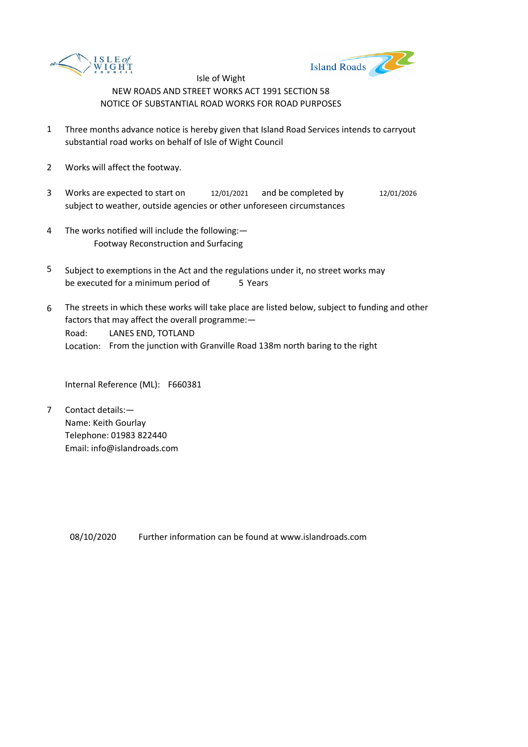Isle of Wight

NEW ROADS AND STREET WORKS ACT 1991 SECTION 58

NOTICE OF SUBSTANTIAL ROAD WORKS FOR ROAD PURPOSES

1. Three months advance notice is hereby given that Island Road Services intends to carryout substantial road works on behalf of Isle of Wight Council

2. Works will affect the footway.

3. Works are expected to start on 12/01/2021 and be completed by 12/01/2026 subject to weather, outside agencies or other unforeseen circumstances

4. The works notified will include the following:—
   Footway Reconstruction and Surfacing

5. Subject to exemptions in the Act and the regulations under it, no street works may be executed for a minimum period of 5 Years

6. The streets in which these works will take place are listed below, subject to funding and other factors that may affect the overall programme:—
   Road: LANES END, TOTLAND
   Location: From the junction with Granville Road 138m north baring to the right

   Internal Reference (ML): F660381

7. Contact details:—
   Name: Keith Gourlay
   Telephone: 01983 822440
   Email: info@islandroads.com

08/10/2020 Further information can be found at www.islandroads.com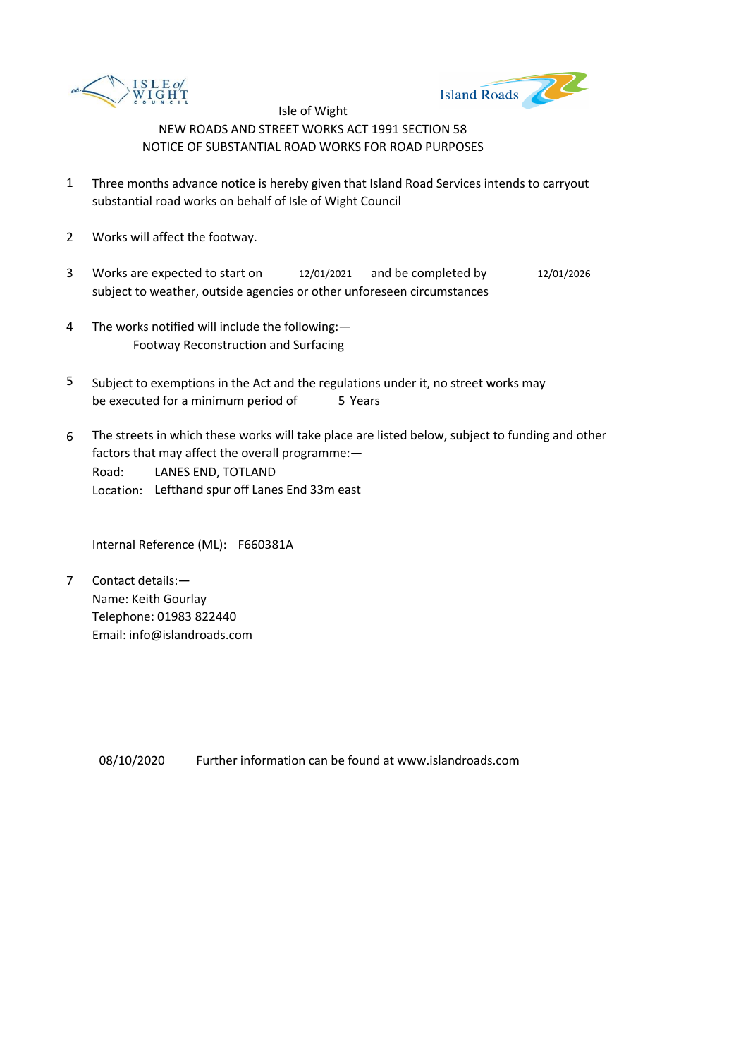Isle of Wight

NEW ROADS AND STREET WORKS ACT 1991 SECTION 58

NOTICE OF SUBSTANTIAL ROAD WORKS FOR ROAD PURPOSES

1. Three months advance notice is hereby given that Island Road Services intends to carryout substantial road works on behalf of Isle of Wight Council

2. Works will affect the footway.

3. Works are expected to start on 12/01/2021 and be completed by 12/01/2026 subject to weather, outside agencies or other unforeseen circumstances

4. The works notified will include the following:—
   Footway Reconstruction and Surfacing

5. Subject to exemptions in the Act and the regulations under it, no street works may be executed for a minimum period of 5 Years

6. The streets in which these works will take place are listed below, subject to funding and other factors that may affect the overall programme:—
   Road: LANES END, TOTLAND
   Location: Lefthand spur off Lanes End 33m east

   Internal Reference (ML): F660381A

7. Contact details:—
   Name: Keith Gourlay
   Telephone: 01983 822440
   Email: info@islandroads.com

08/10/2020 Further information can be found at www.islandroads.com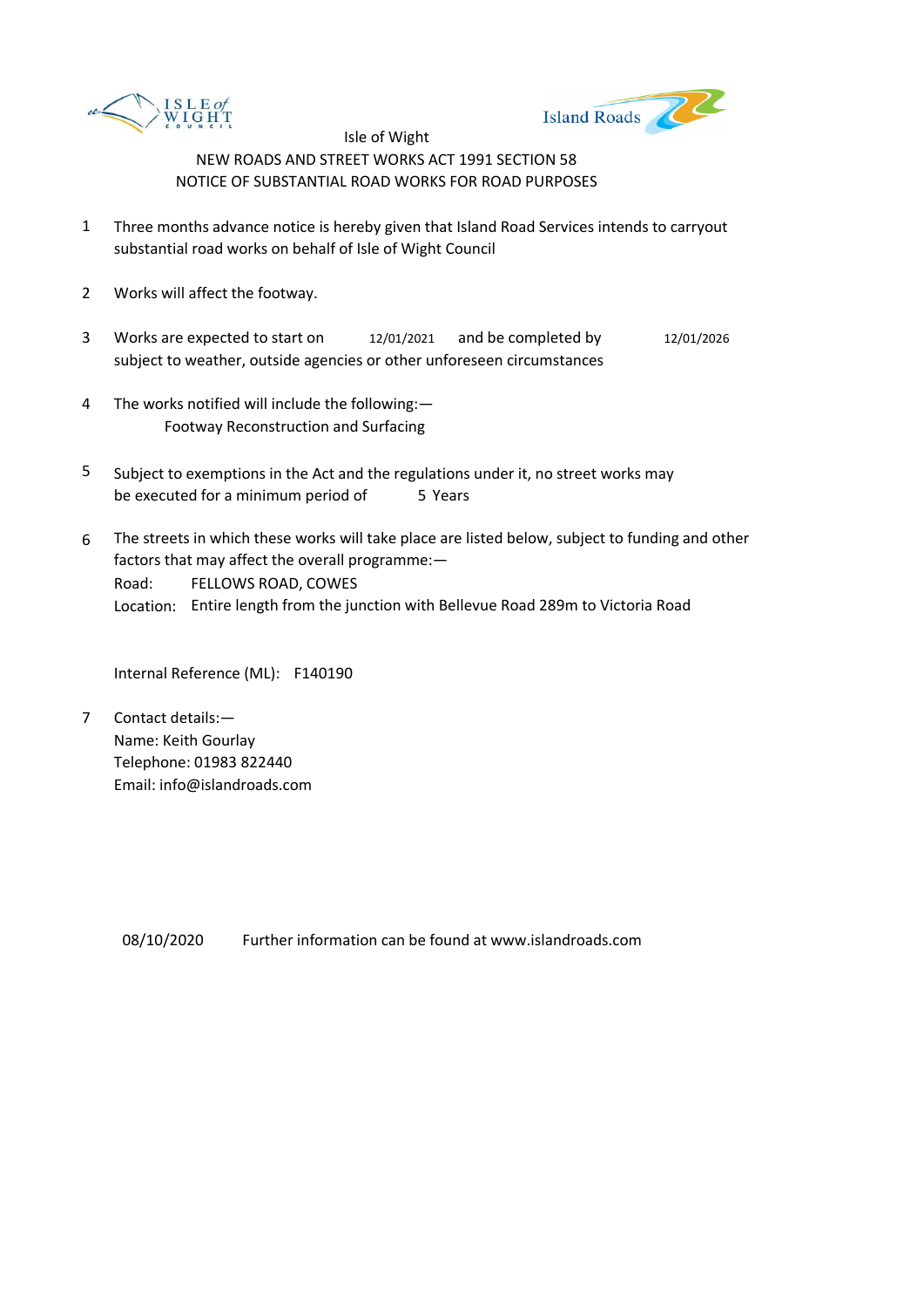ISLE of WIGHT COUNCIL

Island Roads

Isle of Wight

NEW ROADS AND STREET WORKS ACT 1991 SECTION 58

NOTICE OF SUBSTANTIAL ROAD WORKS FOR ROAD PURPOSES

1. Three months advance notice is hereby given that Island Road Services intends to carryout substantial road works on behalf of Isle of Wight Council

2. Works will affect the footway.

3. Works are expected to start on 12/01/2021 and be completed by 12/01/2026 subject to weather, outside agencies or other unforeseen circumstances

4. The works notified will include the following:—
   Footway Reconstruction and Surfacing

5. Subject to exemptions in the Act and the regulations under it, no street works may be executed for a minimum period of 5 Years

6. The streets in which these works will take place are listed below, subject to funding and other factors that may affect the overall programme:—
   Road: FELLOWS ROAD, COWES
   Location: Entire length from the junction with Bellevue Road 289m to Victoria Road

   Internal Reference (ML): F140190

7. Contact details:—
   Name: Keith Gourlay
   Telephone: 01983 822440
   Email: info@islandroads.com

08/10/2020 Further information can be found at www.islandroads.com